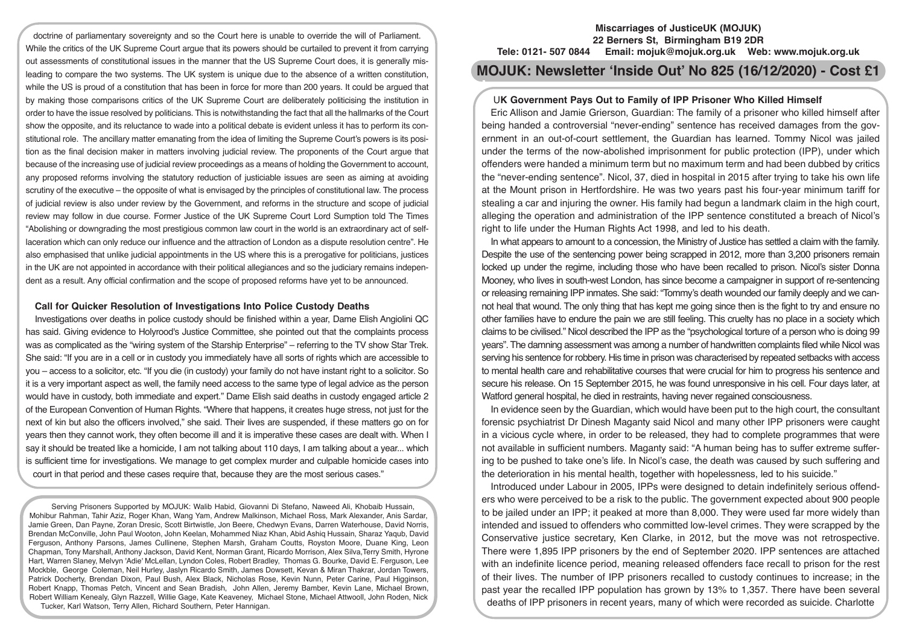doctrine of parliamentary sovereignty and so the Court here is unable to override the will of Parliament. While the critics of the UK Supreme Court argue that its powers should be curtailed to prevent it from carrying out assessments of constitutional issues in the manner that the US Supreme Court does, it is generally misleading to compare the two systems. The UK system is unique due to the absence of a written constitution, while the US is proud of a constitution that has been in force for more than 200 years. It could be argued that by making those comparisons critics of the UK Supreme Court are deliberately politicising the institution in order to have the issue resolved by politicians. This is notwithstanding the fact that all the hallmarks of the Court show the opposite, and its reluctance to wade into a political debate is evident unless it has to perform its constitutional role. The ancillary matter emanating from the idea of limiting the Supreme Court's powers is its position as the final decision maker in matters involving judicial review. The proponents of the Court argue that because of the increasing use of judicial review proceedings as a means of holding the Government to account, any proposed reforms involving the statutory reduction of justiciable issues are seen as aiming at avoiding scrutiny of the executive – the opposite of what is envisaged by the principles of constitutional law. The process of judicial review is also under review by the Government, and reforms in the structure and scope of judicial review may follow in due course. Former Justice of the UK Supreme Court Lord Sumption told The Times "Abolishing or downgrading the most prestigious common law court in the world is an extraordinary act of self-laceration which can only reduce our influence and the attraction of London as a dispute resolution centre". He also emphasised that unlike judicial appointments in the US where this is a prerogative for politicians, justices in the UK are not appointed in accordance with their political allegiances and so the judiciary remains independent as a result. Any official confirmation and the scope of proposed reforms have yet to be announced.

### Call for Quicker Resolution of Investigations Into Police Custody Deaths

Investigations over deaths in police custody should be finished within a year, Dame Elish Angiolini QC has said. Giving evidence to Holyrood's Justice Committee, she pointed out that the complaints process was as complicated as the "wiring system of the Starship Enterprise" – referring to the TV show Star Trek. She said: "If you are in a cell or in custody you immediately have all sorts of rights which are accessible to you – access to a solicitor, etc. "If you die (in custody) your family do not have instant right to a solicitor. So it is a very important aspect as well, the family need access to the same type of legal advice as the person would have in custody, both immediate and expert." Dame Elish said deaths in custody engaged article 2 of the European Convention of Human Rights. "Where that happens, it creates huge stress, not just for the next of kin but also the officers involved," she said. Their lives are suspended, if these matters go on for years then they cannot work, they often become ill and it is imperative these cases are dealt with. When I say it should be treated like a homicide, I am not talking about 110 days, I am talking about a year... which is sufficient time for investigations. We manage to get complex murder and culpable homicide cases into court in that period and these cases require that, because they are the most serious cases."

Serving Prisoners Supported by MOJUK: Walib Habid, Giovanni Di Stefano, Naweed Ali, Khobaib Hussain, Mohibur Rahman, Tahir Aziz, Roger Khan, Wang Yam, Andrew Malkinson, Michael Ross, Mark Alexander, Anis Sardar, Jamie Green, Dan Payne, Zoran Dresic, Scott Birtwistle, Jon Beere, Chedwyn Evans, Darren Waterhouse, David Norris, Brendan McConville, John Paul Wooton, John Keelan, Mohammed Niaz Khan, Abid Ashiq Hussain, Sharaz Yaqub, David Ferguson, Anthony Parsons, James Cullinene, Stephen Marsh, Graham Coutts, Royston Moore, Duane King, Leon Chapman, Tony Marshall, Anthony Jackson, David Kent, Norman Grant, Ricardo Morrison, Alex Silva, Terry Smith, Hyrone Hart, Warren Slaney, Melvyn 'Adie' McLellan, Lyndon Coles, Robert Bradley, Thomas G. Bourke, David E. Ferguson, Lee Mockble, George Coleman, Neil Hurley, Jaslyn Ricardo Smith, James Dowsett, Kevan & Miran Thakrar, Jordan Towers, Patrick Docherty, Brendan Dixon, Paul Bush, Alex Black, Nicholas Rose, Kevin Nunn, Peter Carine, Paul Higginson, Robert Knapp, Thomas Petch, Vincent and Sean Bradish, John Allen, Jeremy Bamber, Kevin Lane, Michael Brown, Robert William Kenealy, Glyn Razzell, Willie Gage, Kate Keaveney, Michael Stone, Michael Attwooll, John Roden, Nick Tucker, Karl Watson, Terry Allen, Richard Southern, Peter Hannigan.

**Miscarriages of JusticeUK (MOJUK)**
**22 Berners St, Birmingham B19 2DR**
**Tele: 0121- 507 0844 Email: mojuk@mojuk.org.uk Web: www.mojuk.org.uk**

# MOJUK: Newsletter 'Inside Out' No 825 (16/12/2020) - Cost £1

### UK Government Pays Out to Family of IPP Prisoner Who Killed Himself

Eric Allison and Jamie Grierson, Guardian: The family of a prisoner who killed himself after being handed a controversial "never-ending" sentence has received damages from the government in an out-of-court settlement, the Guardian has learned. Tommy Nicol was jailed under the terms of the now-abolished imprisonment for public protection (IPP), under which offenders were handed a minimum term but no maximum term and had been dubbed by critics the "never-ending sentence". Nicol, 37, died in hospital in 2015 after trying to take his own life at the Mount prison in Hertfordshire. He was two years past his four-year minimum tariff for stealing a car and injuring the owner. His family had begun a landmark claim in the high court, alleging the operation and administration of the IPP sentence constituted a breach of Nicol's right to life under the Human Rights Act 1998, and led to his death.

In what appears to amount to a concession, the Ministry of Justice has settled a claim with the family. Despite the use of the sentencing power being scrapped in 2012, more than 3,200 prisoners remain locked up under the regime, including those who have been recalled to prison. Nicol's sister Donna Mooney, who lives in south-west London, has since become a campaigner in support of re-sentencing or releasing remaining IPP inmates. She said: "Tommy's death wounded our family deeply and we cannot heal that wound. The only thing that has kept me going since then is the fight to try and ensure no other families have to endure the pain we are still feeling. This cruelty has no place in a society which claims to be civilised." Nicol described the IPP as the "psychological torture of a person who is doing 99 years". The damning assessment was among a number of handwritten complaints filed while Nicol was serving his sentence for robbery. His time in prison was characterised by repeated setbacks with access to mental health care and rehabilitative courses that were crucial for him to progress his sentence and secure his release. On 15 September 2015, he was found unresponsive in his cell. Four days later, at Watford general hospital, he died in restraints, having never regained consciousness.

In evidence seen by the Guardian, which would have been put to the high court, the consultant forensic psychiatrist Dr Dinesh Maganty said Nicol and many other IPP prisoners were caught in a vicious cycle where, in order to be released, they had to complete programmes that were not available in sufficient numbers. Maganty said: "A human being has to suffer extreme suffering to be pushed to take one's life. In Nicol's case, the death was caused by such suffering and the deterioration in his mental health, together with hopelessness, led to his suicide."

Introduced under Labour in 2005, IPPs were designed to detain indefinitely serious offenders who were perceived to be a risk to the public. The government expected about 900 people to be jailed under an IPP; it peaked at more than 8,000. They were used far more widely than intended and issued to offenders who committed low-level crimes. They were scrapped by the Conservative justice secretary, Ken Clarke, in 2012, but the move was not retrospective. There were 1,895 IPP prisoners by the end of September 2020. IPP sentences are attached with an indefinite licence period, meaning released offenders face recall to prison for the rest of their lives. The number of IPP prisoners recalled to custody continues to increase; in the past year the recalled IPP population has grown by 13% to 1,357. There have been several deaths of IPP prisoners in recent years, many of which were recorded as suicide. Charlotte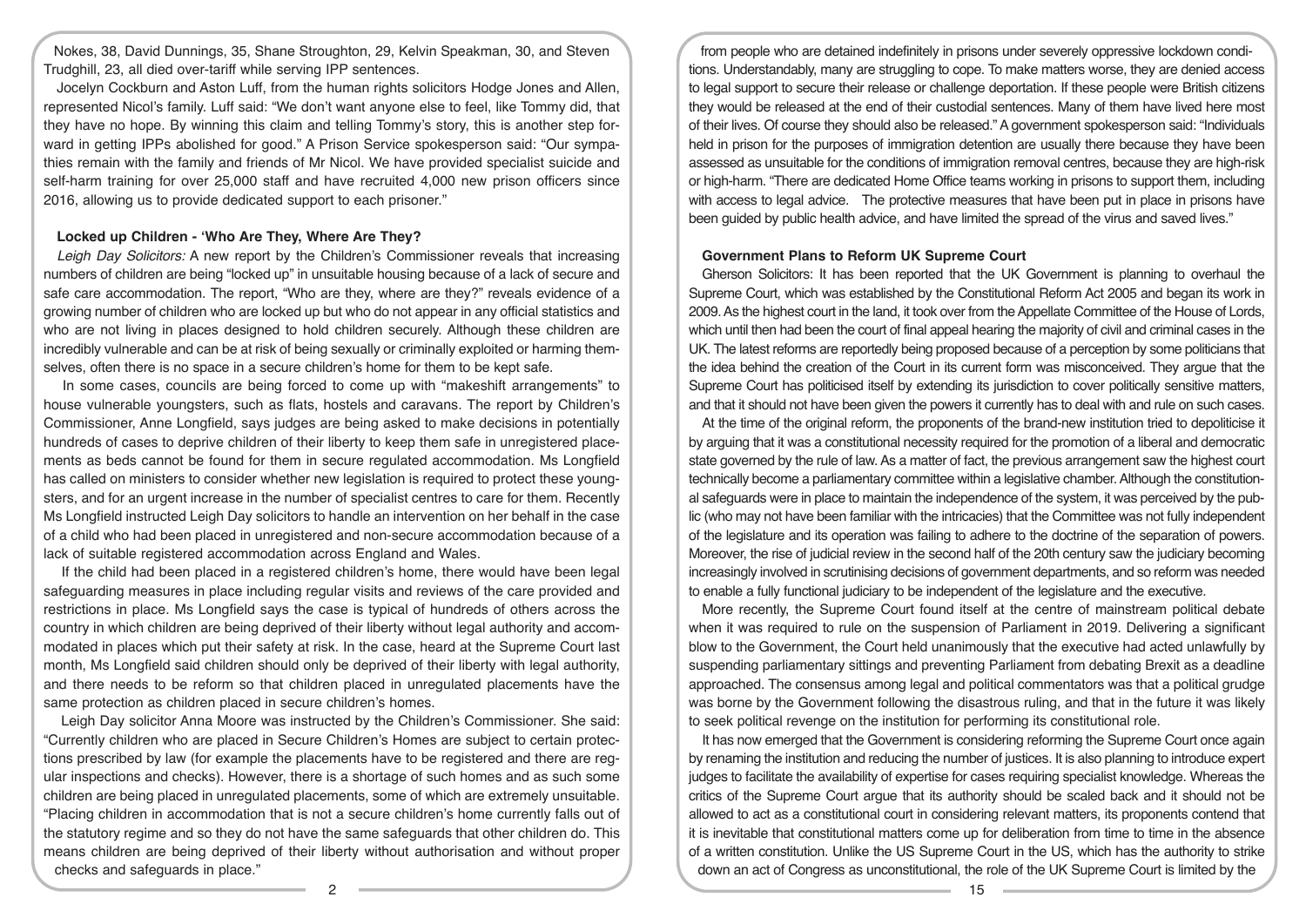Nokes, 38, David Dunnings, 35, Shane Stroughton, 29, Kelvin Speakman, 30, and Steven Trudghill, 23, all died over-tariff while serving IPP sentences.

Jocelyn Cockburn and Aston Luff, from the human rights solicitors Hodge Jones and Allen, represented Nicol's family. Luff said: "We don't want anyone else to feel, like Tommy did, that they have no hope. By winning this claim and telling Tommy's story, this is another step forward in getting IPPs abolished for good." A Prison Service spokesperson said: "Our sympathies remain with the family and friends of Mr Nicol. We have provided specialist suicide and self-harm training for over 25,000 staff and have recruited 4,000 new prison officers since 2016, allowing us to provide dedicated support to each prisoner."

### Locked up Children - 'Who Are They, Where Are They?

*Leigh Day Solicitors:* A new report by the Children's Commissioner reveals that increasing numbers of children are being "locked up" in unsuitable housing because of a lack of secure and safe care accommodation. The report, "Who are they, where are they?" reveals evidence of a growing number of children who are locked up but who do not appear in any official statistics and who are not living in places designed to hold children securely. Although these children are incredibly vulnerable and can be at risk of being sexually or criminally exploited or harming themselves, often there is no space in a secure children's home for them to be kept safe.

In some cases, councils are being forced to come up with "makeshift arrangements" to house vulnerable youngsters, such as flats, hostels and caravans. The report by Children's Commissioner, Anne Longfield, says judges are being asked to make decisions in potentially hundreds of cases to deprive children of their liberty to keep them safe in unregistered placements as beds cannot be found for them in secure regulated accommodation. Ms Longfield has called on ministers to consider whether new legislation is required to protect these youngsters, and for an urgent increase in the number of specialist centres to care for them. Recently Ms Longfield instructed Leigh Day solicitors to handle an intervention on her behalf in the case of a child who had been placed in unregistered and non-secure accommodation because of a lack of suitable registered accommodation across England and Wales.

If the child had been placed in a registered children's home, there would have been legal safeguarding measures in place including regular visits and reviews of the care provided and restrictions in place. Ms Longfield says the case is typical of hundreds of others across the country in which children are being deprived of their liberty without legal authority and accommodated in places which put their safety at risk. In the case, heard at the Supreme Court last month, Ms Longfield said children should only be deprived of their liberty with legal authority, and there needs to be reform so that children placed in unregulated placements have the same protection as children placed in secure children's homes.

Leigh Day solicitor Anna Moore was instructed by the Children's Commissioner. She said: "Currently children who are placed in Secure Children's Homes are subject to certain protections prescribed by law (for example the placements have to be registered and there are regular inspections and checks). However, there is a shortage of such homes and as such some children are being placed in unregulated placements, some of which are extremely unsuitable. "Placing children in accommodation that is not a secure children's home currently falls out of the statutory regime and so they do not have the same safeguards that other children do. This means children are being deprived of their liberty without authorisation and without proper checks and safeguards in place."

from people who are detained indefinitely in prisons under severely oppressive lockdown conditions. Understandably, many are struggling to cope. To make matters worse, they are denied access to legal support to secure their release or challenge deportation. If these people were British citizens they would be released at the end of their custodial sentences. Many of them have lived here most of their lives. Of course they should also be released." A government spokesperson said: "Individuals held in prison for the purposes of immigration detention are usually there because they have been assessed as unsuitable for the conditions of immigration removal centres, because they are high-risk or high-harm. "There are dedicated Home Office teams working in prisons to support them, including with access to legal advice. The protective measures that have been put in place in prisons have been guided by public health advice, and have limited the spread of the virus and saved lives."

### Government Plans to Reform UK Supreme Court

Gherson Solicitors: It has been reported that the UK Government is planning to overhaul the Supreme Court, which was established by the Constitutional Reform Act 2005 and began its work in 2009. As the highest court in the land, it took over from the Appellate Committee of the House of Lords, which until then had been the court of final appeal hearing the majority of civil and criminal cases in the UK. The latest reforms are reportedly being proposed because of a perception by some politicians that the idea behind the creation of the Court in its current form was misconceived. They argue that the Supreme Court has politicised itself by extending its jurisdiction to cover politically sensitive matters, and that it should not have been given the powers it currently has to deal with and rule on such cases.

At the time of the original reform, the proponents of the brand-new institution tried to depoliticise it by arguing that it was a constitutional necessity required for the promotion of a liberal and democratic state governed by the rule of law. As a matter of fact, the previous arrangement saw the highest court technically become a parliamentary committee within a legislative chamber. Although the constitutional safeguards were in place to maintain the independence of the system, it was perceived by the public (who may not have been familiar with the intricacies) that the Committee was not fully independent of the legislature and its operation was failing to adhere to the doctrine of the separation of powers. Moreover, the rise of judicial review in the second half of the 20th century saw the judiciary becoming increasingly involved in scrutinising decisions of government departments, and so reform was needed to enable a fully functional judiciary to be independent of the legislature and the executive.

More recently, the Supreme Court found itself at the centre of mainstream political debate when it was required to rule on the suspension of Parliament in 2019. Delivering a significant blow to the Government, the Court held unanimously that the executive had acted unlawfully by suspending parliamentary sittings and preventing Parliament from debating Brexit as a deadline approached. The consensus among legal and political commentators was that a political grudge was borne by the Government following the disastrous ruling, and that in the future it was likely to seek political revenge on the institution for performing its constitutional role.

It has now emerged that the Government is considering reforming the Supreme Court once again by renaming the institution and reducing the number of justices. It is also planning to introduce expert judges to facilitate the availability of expertise for cases requiring specialist knowledge. Whereas the critics of the Supreme Court argue that its authority should be scaled back and it should not be allowed to act as a constitutional court in considering relevant matters, its proponents contend that it is inevitable that constitutional matters come up for deliberation from time to time in the absence of a written constitution. Unlike the US Supreme Court in the US, which has the authority to strike down an act of Congress as unconstitutional, the role of the UK Supreme Court is limited by the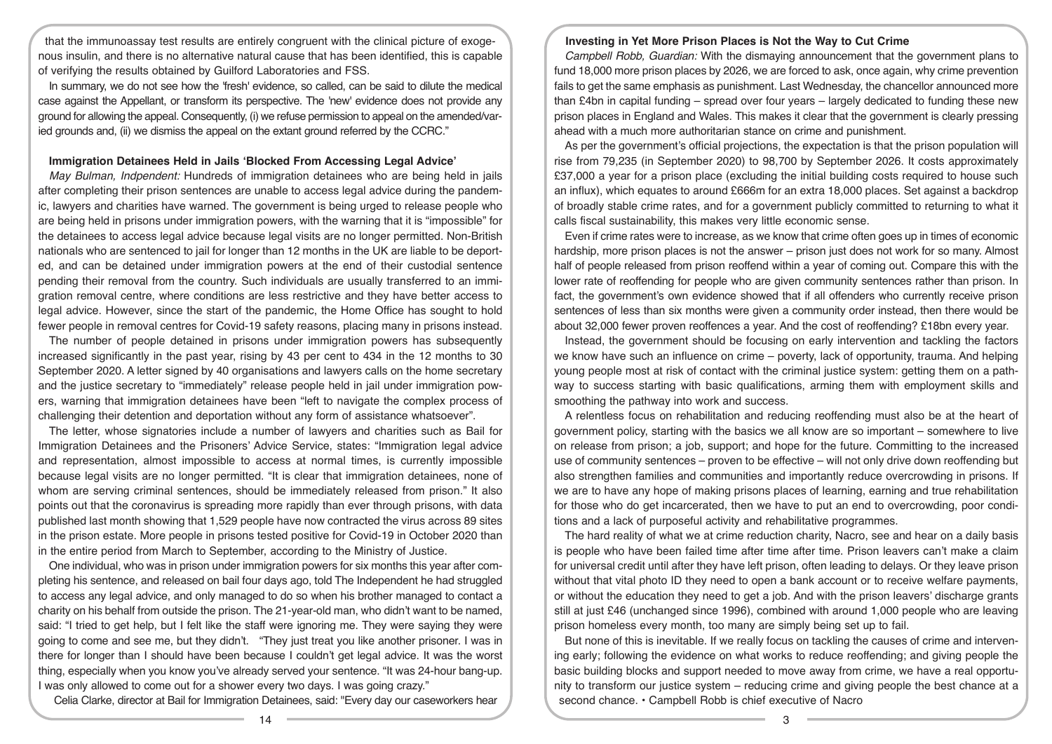that the immunoassay test results are entirely congruent with the clinical picture of exogenous insulin, and there is no alternative natural cause that has been identified, this is capable of verifying the results obtained by Guilford Laboratories and FSS.

In summary, we do not see how the 'fresh' evidence, so called, can be said to dilute the medical case against the Appellant, or transform its perspective. The 'new' evidence does not provide any ground for allowing the appeal. Consequently, (i) we refuse permission to appeal on the amended/varied grounds and, (ii) we dismiss the appeal on the extant ground referred by the CCRC."

### Immigration Detainees Held in Jails 'Blocked From Accessing Legal Advice'

*May Bulman, Indpendent:* Hundreds of immigration detainees who are being held in jails after completing their prison sentences are unable to access legal advice during the pandemic, lawyers and charities have warned. The government is being urged to release people who are being held in prisons under immigration powers, with the warning that it is "impossible" for the detainees to access legal advice because legal visits are no longer permitted. Non-British nationals who are sentenced to jail for longer than 12 months in the UK are liable to be deported, and can be detained under immigration powers at the end of their custodial sentence pending their removal from the country. Such individuals are usually transferred to an immigration removal centre, where conditions are less restrictive and they have better access to legal advice. However, since the start of the pandemic, the Home Office has sought to hold fewer people in removal centres for Covid-19 safety reasons, placing many in prisons instead.

The number of people detained in prisons under immigration powers has subsequently increased significantly in the past year, rising by 43 per cent to 434 in the 12 months to 30 September 2020. A letter signed by 40 organisations and lawyers calls on the home secretary and the justice secretary to "immediately" release people held in jail under immigration powers, warning that immigration detainees have been "left to navigate the complex process of challenging their detention and deportation without any form of assistance whatsoever".

The letter, whose signatories include a number of lawyers and charities such as Bail for Immigration Detainees and the Prisoners' Advice Service, states: "Immigration legal advice and representation, almost impossible to access at normal times, is currently impossible because legal visits are no longer permitted. "It is clear that immigration detainees, none of whom are serving criminal sentences, should be immediately released from prison." It also points out that the coronavirus is spreading more rapidly than ever through prisons, with data published last month showing that 1,529 people have now contracted the virus across 89 sites in the prison estate. More people in prisons tested positive for Covid-19 in October 2020 than in the entire period from March to September, according to the Ministry of Justice.

One individual, who was in prison under immigration powers for six months this year after completing his sentence, and released on bail four days ago, told The Independent he had struggled to access any legal advice, and only managed to do so when his brother managed to contact a charity on his behalf from outside the prison. The 21-year-old man, who didn't want to be named, said: "I tried to get help, but I felt like the staff were ignoring me. They were saying they were going to come and see me, but they didn't. "They just treat you like another prisoner. I was in there for longer than I should have been because I couldn't get legal advice. It was the worst thing, especially when you know you've already served your sentence. "It was 24-hour bang-up. I was only allowed to come out for a shower every two days. I was going crazy."

Celia Clarke, director at Bail for Immigration Detainees, said: "Every day our caseworkers hear

### Investing in Yet More Prison Places is Not the Way to Cut Crime

*Campbell Robb, Guardian:* With the dismaying announcement that the government plans to fund 18,000 more prison places by 2026, we are forced to ask, once again, why crime prevention fails to get the same emphasis as punishment. Last Wednesday, the chancellor announced more than £4bn in capital funding – spread over four years – largely dedicated to funding these new prison places in England and Wales. This makes it clear that the government is clearly pressing ahead with a much more authoritarian stance on crime and punishment.

As per the government's official projections, the expectation is that the prison population will rise from 79,235 (in September 2020) to 98,700 by September 2026. It costs approximately £37,000 a year for a prison place (excluding the initial building costs required to house such an influx), which equates to around £666m for an extra 18,000 places. Set against a backdrop of broadly stable crime rates, and for a government publicly committed to returning to what it calls fiscal sustainability, this makes very little economic sense.

Even if crime rates were to increase, as we know that crime often goes up in times of economic hardship, more prison places is not the answer – prison just does not work for so many. Almost half of people released from prison reoffend within a year of coming out. Compare this with the lower rate of reoffending for people who are given community sentences rather than prison. In fact, the government's own evidence showed that if all offenders who currently receive prison sentences of less than six months were given a community order instead, then there would be about 32,000 fewer proven reoffences a year. And the cost of reoffending? £18bn every year.

Instead, the government should be focusing on early intervention and tackling the factors we know have such an influence on crime – poverty, lack of opportunity, trauma. And helping young people most at risk of contact with the criminal justice system: getting them on a pathway to success starting with basic qualifications, arming them with employment skills and smoothing the pathway into work and success.

A relentless focus on rehabilitation and reducing reoffending must also be at the heart of government policy, starting with the basics we all know are so important – somewhere to live on release from prison; a job, support; and hope for the future. Committing to the increased use of community sentences – proven to be effective – will not only drive down reoffending but also strengthen families and communities and importantly reduce overcrowding in prisons. If we are to have any hope of making prisons places of learning, earning and true rehabilitation for those who do get incarcerated, then we have to put an end to overcrowding, poor conditions and a lack of purposeful activity and rehabilitative programmes.

The hard reality of what we at crime reduction charity, Nacro, see and hear on a daily basis is people who have been failed time after time after time. Prison leavers can't make a claim for universal credit until after they have left prison, often leading to delays. Or they leave prison without that vital photo ID they need to open a bank account or to receive welfare payments, or without the education they need to get a job. And with the prison leavers' discharge grants still at just £46 (unchanged since 1996), combined with around 1,000 people who are leaving prison homeless every month, too many are simply being set up to fail.

But none of this is inevitable. If we really focus on tackling the causes of crime and intervening early; following the evidence on what works to reduce reoffending; and giving people the basic building blocks and support needed to move away from crime, we have a real opportunity to transform our justice system – reducing crime and giving people the best chance at a second chance. • Campbell Robb is chief executive of Nacro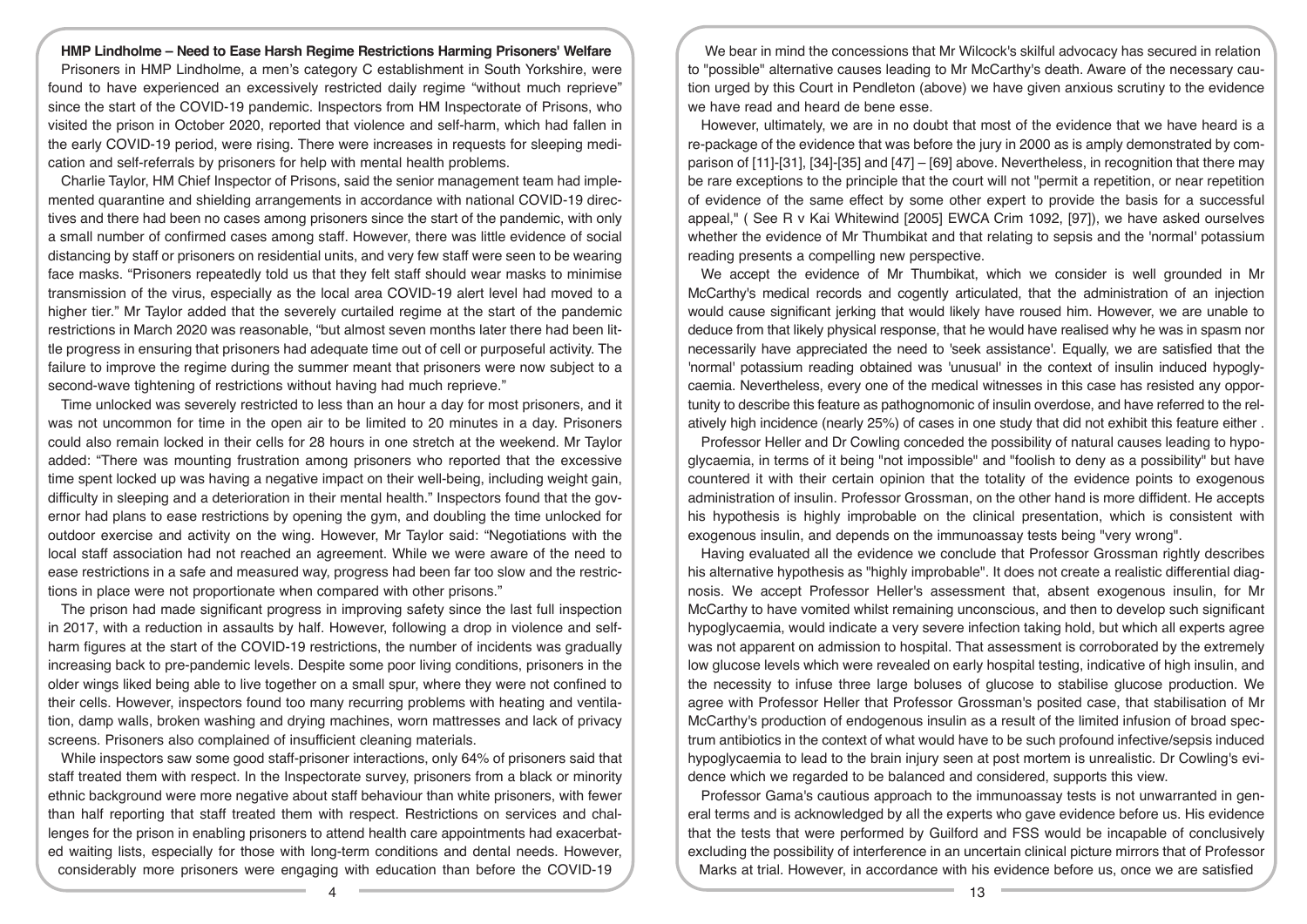## HMP Lindholme – Need to Ease Harsh Regime Restrictions Harming Prisoners' Welfare

Prisoners in HMP Lindholme, a men's category C establishment in South Yorkshire, were found to have experienced an excessively restricted daily regime "without much reprieve" since the start of the COVID-19 pandemic. Inspectors from HM Inspectorate of Prisons, who visited the prison in October 2020, reported that violence and self-harm, which had fallen in the early COVID-19 period, were rising. There were increases in requests for sleeping medication and self-referrals by prisoners for help with mental health problems.

Charlie Taylor, HM Chief Inspector of Prisons, said the senior management team had implemented quarantine and shielding arrangements in accordance with national COVID-19 directives and there had been no cases among prisoners since the start of the pandemic, with only a small number of confirmed cases among staff. However, there was little evidence of social distancing by staff or prisoners on residential units, and very few staff were seen to be wearing face masks. "Prisoners repeatedly told us that they felt staff should wear masks to minimise transmission of the virus, especially as the local area COVID-19 alert level had moved to a higher tier." Mr Taylor added that the severely curtailed regime at the start of the pandemic restrictions in March 2020 was reasonable, "but almost seven months later there had been little progress in ensuring that prisoners had adequate time out of cell or purposeful activity. The failure to improve the regime during the summer meant that prisoners were now subject to a second-wave tightening of restrictions without having had much reprieve."

Time unlocked was severely restricted to less than an hour a day for most prisoners, and it was not uncommon for time in the open air to be limited to 20 minutes in a day. Prisoners could also remain locked in their cells for 28 hours in one stretch at the weekend. Mr Taylor added: "There was mounting frustration among prisoners who reported that the excessive time spent locked up was having a negative impact on their well-being, including weight gain, difficulty in sleeping and a deterioration in their mental health." Inspectors found that the governor had plans to ease restrictions by opening the gym, and doubling the time unlocked for outdoor exercise and activity on the wing. However, Mr Taylor said: "Negotiations with the local staff association had not reached an agreement. While we were aware of the need to ease restrictions in a safe and measured way, progress had been far too slow and the restrictions in place were not proportionate when compared with other prisons."

The prison had made significant progress in improving safety since the last full inspection in 2017, with a reduction in assaults by half. However, following a drop in violence and self-harm figures at the start of the COVID-19 restrictions, the number of incidents was gradually increasing back to pre-pandemic levels. Despite some poor living conditions, prisoners in the older wings liked being able to live together on a small spur, where they were not confined to their cells. However, inspectors found too many recurring problems with heating and ventilation, damp walls, broken washing and drying machines, worn mattresses and lack of privacy screens. Prisoners also complained of insufficient cleaning materials.

While inspectors saw some good staff-prisoner interactions, only 64% of prisoners said that staff treated them with respect. In the Inspectorate survey, prisoners from a black or minority ethnic background were more negative about staff behaviour than white prisoners, with fewer than half reporting that staff treated them with respect. Restrictions on services and challenges for the prison in enabling prisoners to attend health care appointments had exacerbated waiting lists, especially for those with long-term conditions and dental needs. However, considerably more prisoners were engaging with education than before the COVID-19

We bear in mind the concessions that Mr Wilcock's skilful advocacy has secured in relation to "possible" alternative causes leading to Mr McCarthy's death. Aware of the necessary caution urged by this Court in Pendleton (above) we have given anxious scrutiny to the evidence we have read and heard de bene esse.

However, ultimately, we are in no doubt that most of the evidence that we have heard is a re-package of the evidence that was before the jury in 2000 as is amply demonstrated by comparison of [11]-[31], [34]-[35] and [47] – [69] above. Nevertheless, in recognition that there may be rare exceptions to the principle that the court will not "permit a repetition, or near repetition of evidence of the same effect by some other expert to provide the basis for a successful appeal," ( See R v Kai Whitewind [2005] EWCA Crim 1092, [97]), we have asked ourselves whether the evidence of Mr Thumbikat and that relating to sepsis and the 'normal' potassium reading presents a compelling new perspective.

We accept the evidence of Mr Thumbikat, which we consider is well grounded in Mr McCarthy's medical records and cogently articulated, that the administration of an injection would cause significant jerking that would likely have roused him. However, we are unable to deduce from that likely physical response, that he would have realised why he was in spasm nor necessarily have appreciated the need to 'seek assistance'. Equally, we are satisfied that the 'normal' potassium reading obtained was 'unusual' in the context of insulin induced hypoglycaemia. Nevertheless, every one of the medical witnesses in this case has resisted any opportunity to describe this feature as pathognomonic of insulin overdose, and have referred to the relatively high incidence (nearly 25%) of cases in one study that did not exhibit this feature either .

Professor Heller and Dr Cowling conceded the possibility of natural causes leading to hypoglycaemia, in terms of it being "not impossible" and "foolish to deny as a possibility" but have countered it with their certain opinion that the totality of the evidence points to exogenous administration of insulin. Professor Grossman, on the other hand is more diffident. He accepts his hypothesis is highly improbable on the clinical presentation, which is consistent with exogenous insulin, and depends on the immunoassay tests being "very wrong".

Having evaluated all the evidence we conclude that Professor Grossman rightly describes his alternative hypothesis as "highly improbable". It does not create a realistic differential diagnosis. We accept Professor Heller's assessment that, absent exogenous insulin, for Mr McCarthy to have vomited whilst remaining unconscious, and then to develop such significant hypoglycaemia, would indicate a very severe infection taking hold, but which all experts agree was not apparent on admission to hospital. That assessment is corroborated by the extremely low glucose levels which were revealed on early hospital testing, indicative of high insulin, and the necessity to infuse three large boluses of glucose to stabilise glucose production. We agree with Professor Heller that Professor Grossman's posited case, that stabilisation of Mr McCarthy's production of endogenous insulin as a result of the limited infusion of broad spectrum antibiotics in the context of what would have to be such profound infective/sepsis induced hypoglycaemia to lead to the brain injury seen at post mortem is unrealistic. Dr Cowling's evidence which we regarded to be balanced and considered, supports this view.

Professor Gama's cautious approach to the immunoassay tests is not unwarranted in general terms and is acknowledged by all the experts who gave evidence before us. His evidence that the tests that were performed by Guilford and FSS would be incapable of conclusively excluding the possibility of interference in an uncertain clinical picture mirrors that of Professor Marks at trial. However, in accordance with his evidence before us, once we are satisfied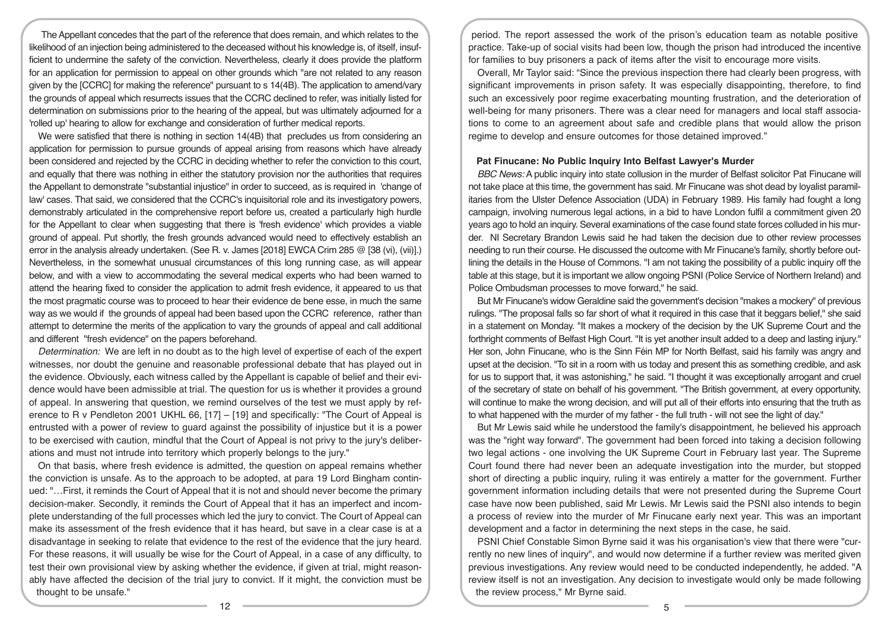The Appellant concedes that the part of the reference that does remain, and which relates to the likelihood of an injection being administered to the deceased without his knowledge is, of itself, insufficient to undermine the safety of the conviction. Nevertheless, clearly it does provide the platform for an application for permission to appeal on other grounds which "are not related to any reason given by the [CCRC] for making the reference" pursuant to s 14(4B). The application to amend/vary the grounds of appeal which resurrects issues that the CCRC declined to refer, was initially listed for determination on submissions prior to the hearing of the appeal, but was ultimately adjourned for a 'rolled up' hearing to allow for exchange and consideration of further medical reports.

We were satisfied that there is nothing in section 14(4B) that precludes us from considering an application for permission to pursue grounds of appeal arising from reasons which have already been considered and rejected by the CCRC in deciding whether to refer the conviction to this court, and equally that there was nothing in either the statutory provision nor the authorities that requires the Appellant to demonstrate "substantial injustice" in order to succeed, as is required in 'change of law' cases. That said, we considered that the CCRC's inquisitorial role and its investigatory powers, demonstrably articulated in the comprehensive report before us, created a particularly high hurdle for the Appellant to clear when suggesting that there is 'fresh evidence' which provides a viable ground of appeal. Put shortly, the fresh grounds advanced would need to effectively establish an error in the analysis already undertaken. (See R. v. James [2018] EWCA Crim 285 @ [38 (vi), (vii)].) Nevertheless, in the somewhat unusual circumstances of this long running case, as will appear below, and with a view to accommodating the several medical experts who had been warned to attend the hearing fixed to consider the application to admit fresh evidence, it appeared to us that the most pragmatic course was to proceed to hear their evidence de bene esse, in much the same way as we would if the grounds of appeal had been based upon the CCRC reference, rather than attempt to determine the merits of the application to vary the grounds of appeal and call additional and different "fresh evidence" on the papers beforehand.

*Determination:* We are left in no doubt as to the high level of expertise of each of the expert witnesses, nor doubt the genuine and reasonable professional debate that has played out in the evidence. Obviously, each witness called by the Appellant is capable of belief and their evidence would have been admissible at trial. The question for us is whether it provides a ground of appeal. In answering that question, we remind ourselves of the test we must apply by reference to R v Pendleton 2001 UKHL 66, [17] – [19] and specifically: "The Court of Appeal is entrusted with a power of review to guard against the possibility of injustice but it is a power to be exercised with caution, mindful that the Court of Appeal is not privy to the jury's deliberations and must not intrude into territory which properly belongs to the jury."

On that basis, where fresh evidence is admitted, the question on appeal remains whether the conviction is unsafe. As to the approach to be adopted, at para 19 Lord Bingham continued: "…First, it reminds the Court of Appeal that it is not and should never become the primary decision-maker. Secondly, it reminds the Court of Appeal that it has an imperfect and incomplete understanding of the full processes which led the jury to convict. The Court of Appeal can make its assessment of the fresh evidence that it has heard, but save in a clear case is at a disadvantage in seeking to relate that evidence to the rest of the evidence that the jury heard. For these reasons, it will usually be wise for the Court of Appeal, in a case of any difficulty, to test their own provisional view by asking whether the evidence, if given at trial, might reasonably have affected the decision of the trial jury to convict. If it might, the conviction must be thought to be unsafe."

period. The report assessed the work of the prison's education team as notable positive practice. Take-up of social visits had been low, though the prison had introduced the incentive for families to buy prisoners a pack of items after the visit to encourage more visits.

Overall, Mr Taylor said: "Since the previous inspection there had clearly been progress, with significant improvements in prison safety. It was especially disappointing, therefore, to find such an excessively poor regime exacerbating mounting frustration, and the deterioration of well-being for many prisoners. There was a clear need for managers and local staff associations to come to an agreement about safe and credible plans that would allow the prison regime to develop and ensure outcomes for those detained improved."

## Pat Finucane: No Public Inquiry Into Belfast Lawyer's Murder

*BBC News:* A public inquiry into state collusion in the murder of Belfast solicitor Pat Finucane will not take place at this time, the government has said. Mr Finucane was shot dead by loyalist paramilitaries from the Ulster Defence Association (UDA) in February 1989. His family had fought a long campaign, involving numerous legal actions, in a bid to have London fulfil a commitment given 20 years ago to hold an inquiry. Several examinations of the case found state forces colluded in his murder. NI Secretary Brandon Lewis said he had taken the decision due to other review processes needing to run their course. He discussed the outcome with Mr Finucane's family, shortly before outlining the details in the House of Commons. "I am not taking the possibility of a public inquiry off the table at this stage, but it is important we allow ongoing PSNI (Police Service of Northern Ireland) and Police Ombudsman processes to move forward," he said.

But Mr Finucane's widow Geraldine said the government's decision "makes a mockery" of previous rulings. "The proposal falls so far short of what it required in this case that it beggars belief," she said in a statement on Monday. "It makes a mockery of the decision by the UK Supreme Court and the forthright comments of Belfast High Court. "It is yet another insult added to a deep and lasting injury." Her son, John Finucane, who is the Sinn Féin MP for North Belfast, said his family was angry and upset at the decision. "To sit in a room with us today and present this as something credible, and ask for us to support that, it was astonishing," he said. "I thought it was exceptionally arrogant and cruel of the secretary of state on behalf of his government. "The British government, at every opportunity, will continue to make the wrong decision, and will put all of their efforts into ensuring that the truth as to what happened with the murder of my father - the full truth - will not see the light of day."

But Mr Lewis said while he understood the family's disappointment, he believed his approach was the "right way forward". The government had been forced into taking a decision following two legal actions - one involving the UK Supreme Court in February last year. The Supreme Court found there had never been an adequate investigation into the murder, but stopped short of directing a public inquiry, ruling it was entirely a matter for the government. Further government information including details that were not presented during the Supreme Court case have now been published, said Mr Lewis. Mr Lewis said the PSNI also intends to begin a process of review into the murder of Mr Finucane early next year. This was an important development and a factor in determining the next steps in the case, he said.

PSNI Chief Constable Simon Byrne said it was his organisation's view that there were "currently no new lines of inquiry", and would now determine if a further review was merited given previous investigations. Any review would need to be conducted independently, he added. "A review itself is not an investigation. Any decision to investigate would only be made following the review process," Mr Byrne said.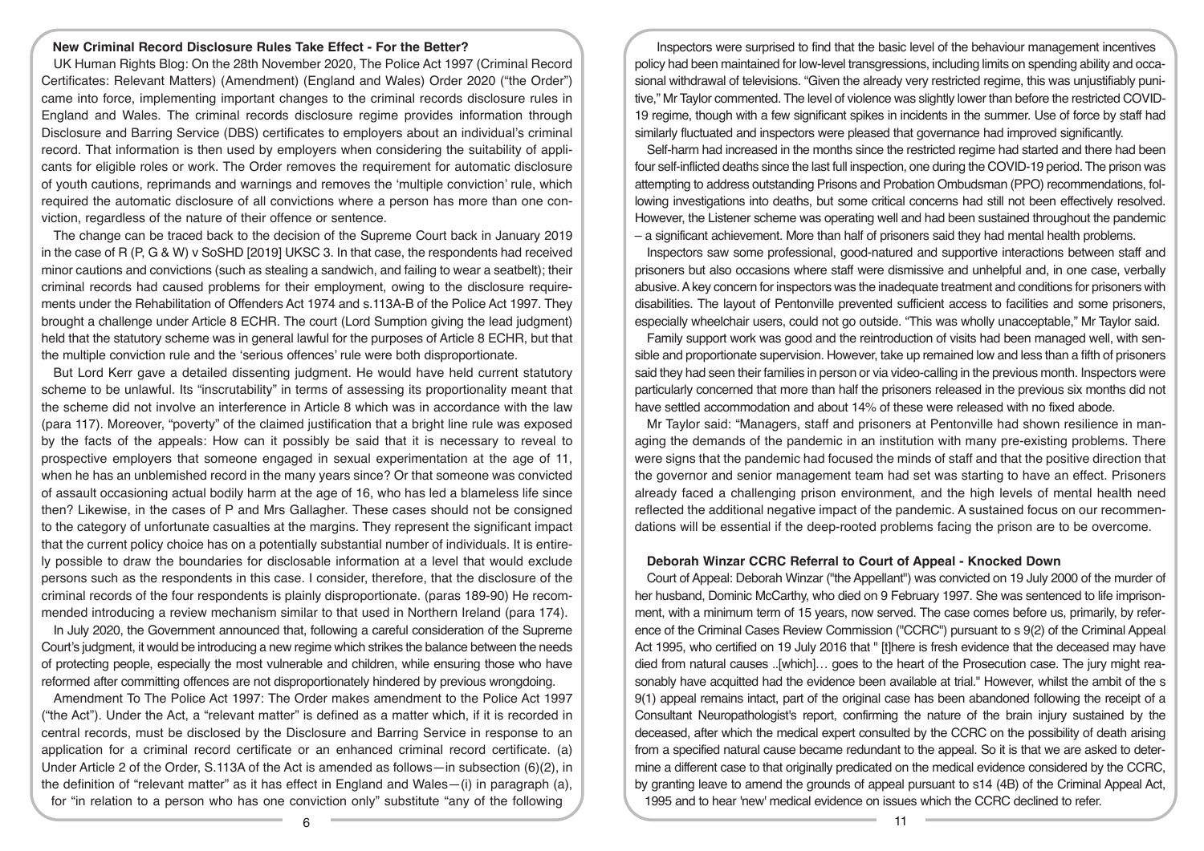## New Criminal Record Disclosure Rules Take Effect - For the Better?

UK Human Rights Blog: On the 28th November 2020, The Police Act 1997 (Criminal Record Certificates: Relevant Matters) (Amendment) (England and Wales) Order 2020 ("the Order") came into force, implementing important changes to the criminal records disclosure rules in England and Wales. The criminal records disclosure regime provides information through Disclosure and Barring Service (DBS) certificates to employers about an individual's criminal record. That information is then used by employers when considering the suitability of applicants for eligible roles or work. The Order removes the requirement for automatic disclosure of youth cautions, reprimands and warnings and removes the 'multiple conviction' rule, which required the automatic disclosure of all convictions where a person has more than one conviction, regardless of the nature of their offence or sentence.

The change can be traced back to the decision of the Supreme Court back in January 2019 in the case of R (P, G & W) v SoSHD [2019] UKSC 3. In that case, the respondents had received minor cautions and convictions (such as stealing a sandwich, and failing to wear a seatbelt); their criminal records had caused problems for their employment, owing to the disclosure requirements under the Rehabilitation of Offenders Act 1974 and s.113A-B of the Police Act 1997. They brought a challenge under Article 8 ECHR. The court (Lord Sumption giving the lead judgment) held that the statutory scheme was in general lawful for the purposes of Article 8 ECHR, but that the multiple conviction rule and the 'serious offences' rule were both disproportionate.

But Lord Kerr gave a detailed dissenting judgment. He would have held current statutory scheme to be unlawful. Its "inscrutability" in terms of assessing its proportionality meant that the scheme did not involve an interference in Article 8 which was in accordance with the law (para 117). Moreover, "poverty" of the claimed justification that a bright line rule was exposed by the facts of the appeals: How can it possibly be said that it is necessary to reveal to prospective employers that someone engaged in sexual experimentation at the age of 11, when he has an unblemished record in the many years since? Or that someone was convicted of assault occasioning actual bodily harm at the age of 16, who has led a blameless life since then? Likewise, in the cases of P and Mrs Gallagher. These cases should not be consigned to the category of unfortunate casualties at the margins. They represent the significant impact that the current policy choice has on a potentially substantial number of individuals. It is entirely possible to draw the boundaries for disclosable information at a level that would exclude persons such as the respondents in this case. I consider, therefore, that the disclosure of the criminal records of the four respondents is plainly disproportionate. (paras 189-90) He recommended introducing a review mechanism similar to that used in Northern Ireland (para 174).

In July 2020, the Government announced that, following a careful consideration of the Supreme Court's judgment, it would be introducing a new regime which strikes the balance between the needs of protecting people, especially the most vulnerable and children, while ensuring those who have reformed after committing offences are not disproportionately hindered by previous wrongdoing.

Amendment To The Police Act 1997: The Order makes amendment to the Police Act 1997 ("the Act"). Under the Act, a "relevant matter" is defined as a matter which, if it is recorded in central records, must be disclosed by the Disclosure and Barring Service in response to an application for a criminal record certificate or an enhanced criminal record certificate. (a) Under Article 2 of the Order, S.113A of the Act is amended as follows—in subsection (6)(2), in the definition of "relevant matter" as it has effect in England and Wales—(i) in paragraph (a), for "in relation to a person who has one conviction only" substitute "any of the following

Inspectors were surprised to find that the basic level of the behaviour management incentives policy had been maintained for low-level transgressions, including limits on spending ability and occasional withdrawal of televisions. "Given the already very restricted regime, this was unjustifiably punitive," Mr Taylor commented. The level of violence was slightly lower than before the restricted COVID-19 regime, though with a few significant spikes in incidents in the summer. Use of force by staff had similarly fluctuated and inspectors were pleased that governance had improved significantly.

Self-harm had increased in the months since the restricted regime had started and there had been four self-inflicted deaths since the last full inspection, one during the COVID-19 period. The prison was attempting to address outstanding Prisons and Probation Ombudsman (PPO) recommendations, following investigations into deaths, but some critical concerns had still not been effectively resolved. However, the Listener scheme was operating well and had been sustained throughout the pandemic – a significant achievement. More than half of prisoners said they had mental health problems.

Inspectors saw some professional, good-natured and supportive interactions between staff and prisoners but also occasions where staff were dismissive and unhelpful and, in one case, verbally abusive. A key concern for inspectors was the inadequate treatment and conditions for prisoners with disabilities. The layout of Pentonville prevented sufficient access to facilities and some prisoners, especially wheelchair users, could not go outside. "This was wholly unacceptable," Mr Taylor said.

Family support work was good and the reintroduction of visits had been managed well, with sensible and proportionate supervision. However, take up remained low and less than a fifth of prisoners said they had seen their families in person or via video-calling in the previous month. Inspectors were particularly concerned that more than half the prisoners released in the previous six months did not have settled accommodation and about 14% of these were released with no fixed abode.

Mr Taylor said: "Managers, staff and prisoners at Pentonville had shown resilience in managing the demands of the pandemic in an institution with many pre-existing problems. There were signs that the pandemic had focused the minds of staff and that the positive direction that the governor and senior management team had set was starting to have an effect. Prisoners already faced a challenging prison environment, and the high levels of mental health need reflected the additional negative impact of the pandemic. A sustained focus on our recommendations will be essential if the deep-rooted problems facing the prison are to be overcome.

## Deborah Winzar CCRC Referral to Court of Appeal - Knocked Down

Court of Appeal: Deborah Winzar ("the Appellant") was convicted on 19 July 2000 of the murder of her husband, Dominic McCarthy, who died on 9 February 1997. She was sentenced to life imprisonment, with a minimum term of 15 years, now served. The case comes before us, primarily, by reference of the Criminal Cases Review Commission ("CCRC") pursuant to s 9(2) of the Criminal Appeal Act 1995, who certified on 19 July 2016 that " [t]here is fresh evidence that the deceased may have died from natural causes ..[which]… goes to the heart of the Prosecution case. The jury might reasonably have acquitted had the evidence been available at trial." However, whilst the ambit of the s 9(1) appeal remains intact, part of the original case has been abandoned following the receipt of a Consultant Neuropathologist's report, confirming the nature of the brain injury sustained by the deceased, after which the medical expert consulted by the CCRC on the possibility of death arising from a specified natural cause became redundant to the appeal. So it is that we are asked to determine a different case to that originally predicated on the medical evidence considered by the CCRC, by granting leave to amend the grounds of appeal pursuant to s14 (4B) of the Criminal Appeal Act, 1995 and to hear 'new' medical evidence on issues which the CCRC declined to refer.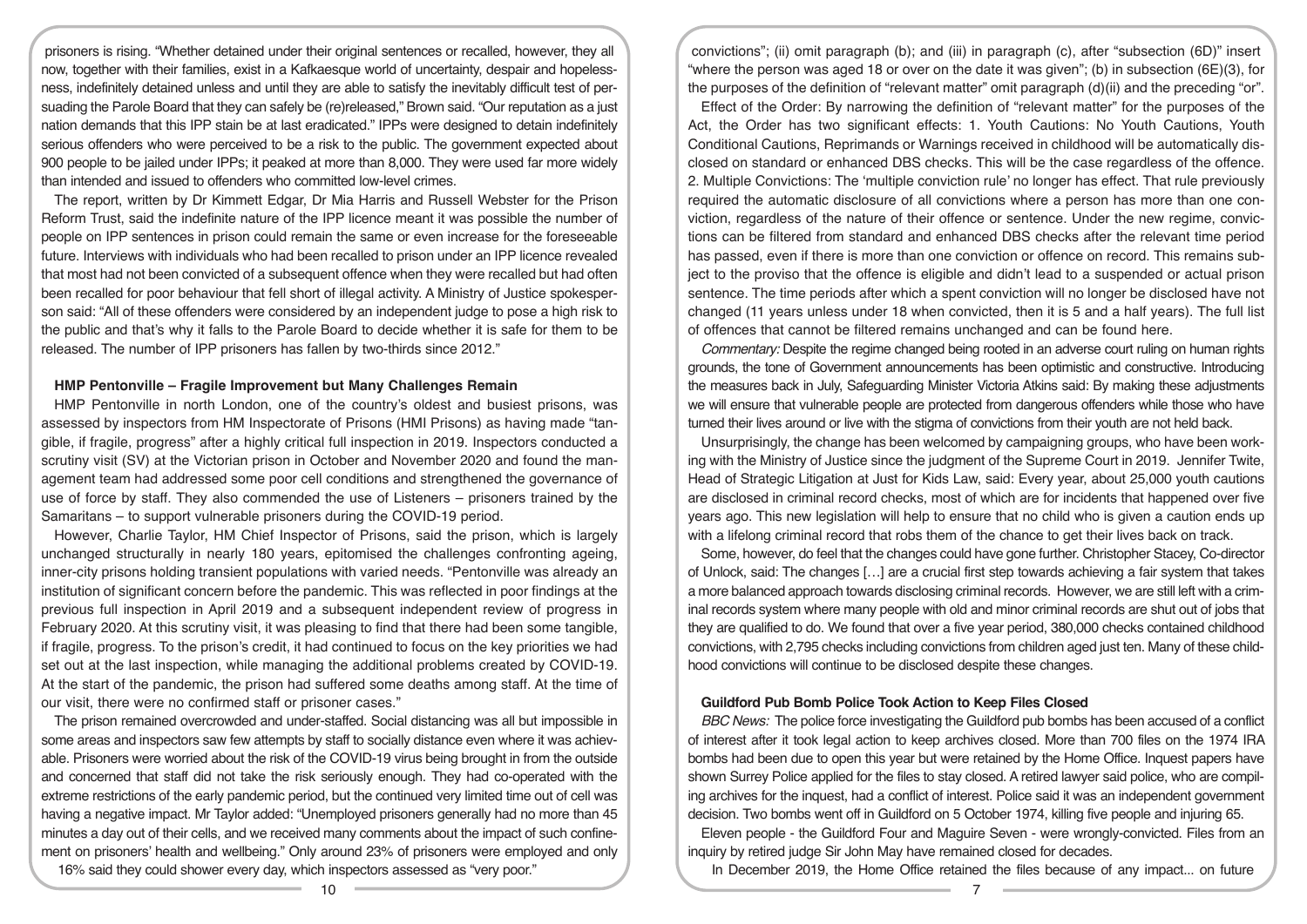prisoners is rising. "Whether detained under their original sentences or recalled, however, they all now, together with their families, exist in a Kafkaesque world of uncertainty, despair and hopelessness, indefinitely detained unless and until they are able to satisfy the inevitably difficult test of persuading the Parole Board that they can safely be (re)released," Brown said. "Our reputation as a just nation demands that this IPP stain be at last eradicated." IPPs were designed to detain indefinitely serious offenders who were perceived to be a risk to the public. The government expected about 900 people to be jailed under IPPs; it peaked at more than 8,000. They were used far more widely than intended and issued to offenders who committed low-level crimes.

The report, written by Dr Kimmett Edgar, Dr Mia Harris and Russell Webster for the Prison Reform Trust, said the indefinite nature of the IPP licence meant it was possible the number of people on IPP sentences in prison could remain the same or even increase for the foreseeable future. Interviews with individuals who had been recalled to prison under an IPP licence revealed that most had not been convicted of a subsequent offence when they were recalled but had often been recalled for poor behaviour that fell short of illegal activity. A Ministry of Justice spokesperson said: "All of these offenders were considered by an independent judge to pose a high risk to the public and that's why it falls to the Parole Board to decide whether it is safe for them to be released. The number of IPP prisoners has fallen by two-thirds since 2012."

### HMP Pentonville – Fragile Improvement but Many Challenges Remain

HMP Pentonville in north London, one of the country's oldest and busiest prisons, was assessed by inspectors from HM Inspectorate of Prisons (HMI Prisons) as having made "tangible, if fragile, progress" after a highly critical full inspection in 2019. Inspectors conducted a scrutiny visit (SV) at the Victorian prison in October and November 2020 and found the management team had addressed some poor cell conditions and strengthened the governance of use of force by staff. They also commended the use of Listeners – prisoners trained by the Samaritans – to support vulnerable prisoners during the COVID-19 period.

However, Charlie Taylor, HM Chief Inspector of Prisons, said the prison, which is largely unchanged structurally in nearly 180 years, epitomised the challenges confronting ageing, inner-city prisons holding transient populations with varied needs. "Pentonville was already an institution of significant concern before the pandemic. This was reflected in poor findings at the previous full inspection in April 2019 and a subsequent independent review of progress in February 2020. At this scrutiny visit, it was pleasing to find that there had been some tangible, if fragile, progress. To the prison's credit, it had continued to focus on the key priorities we had set out at the last inspection, while managing the additional problems created by COVID-19. At the start of the pandemic, the prison had suffered some deaths among staff. At the time of our visit, there were no confirmed staff or prisoner cases."

The prison remained overcrowded and under-staffed. Social distancing was all but impossible in some areas and inspectors saw few attempts by staff to socially distance even where it was achievable. Prisoners were worried about the risk of the COVID-19 virus being brought in from the outside and concerned that staff did not take the risk seriously enough. They had co-operated with the extreme restrictions of the early pandemic period, but the continued very limited time out of cell was having a negative impact. Mr Taylor added: "Unemployed prisoners generally had no more than 45 minutes a day out of their cells, and we received many comments about the impact of such confinement on prisoners' health and wellbeing." Only around 23% of prisoners were employed and only 16% said they could shower every day, which inspectors assessed as "very poor."

convictions"; (ii) omit paragraph (b); and (iii) in paragraph (c), after "subsection (6D)" insert "where the person was aged 18 or over on the date it was given"; (b) in subsection (6E)(3), for the purposes of the definition of "relevant matter" omit paragraph (d)(ii) and the preceding "or".

Effect of the Order: By narrowing the definition of "relevant matter" for the purposes of the Act, the Order has two significant effects: 1. Youth Cautions: No Youth Cautions, Youth Conditional Cautions, Reprimands or Warnings received in childhood will be automatically disclosed on standard or enhanced DBS checks. This will be the case regardless of the offence. 2. Multiple Convictions: The 'multiple conviction rule' no longer has effect. That rule previously required the automatic disclosure of all convictions where a person has more than one conviction, regardless of the nature of their offence or sentence. Under the new regime, convictions can be filtered from standard and enhanced DBS checks after the relevant time period has passed, even if there is more than one conviction or offence on record. This remains subject to the proviso that the offence is eligible and didn't lead to a suspended or actual prison sentence. The time periods after which a spent conviction will no longer be disclosed have not changed (11 years unless under 18 when convicted, then it is 5 and a half years). The full list of offences that cannot be filtered remains unchanged and can be found here.

*Commentary:* Despite the regime changed being rooted in an adverse court ruling on human rights grounds, the tone of Government announcements has been optimistic and constructive. Introducing the measures back in July, Safeguarding Minister Victoria Atkins said: By making these adjustments we will ensure that vulnerable people are protected from dangerous offenders while those who have turned their lives around or live with the stigma of convictions from their youth are not held back.

Unsurprisingly, the change has been welcomed by campaigning groups, who have been working with the Ministry of Justice since the judgment of the Supreme Court in 2019. Jennifer Twite, Head of Strategic Litigation at Just for Kids Law, said: Every year, about 25,000 youth cautions are disclosed in criminal record checks, most of which are for incidents that happened over five years ago. This new legislation will help to ensure that no child who is given a caution ends up with a lifelong criminal record that robs them of the chance to get their lives back on track.

Some, however, do feel that the changes could have gone further. Christopher Stacey, Co-director of Unlock, said: The changes […] are a crucial first step towards achieving a fair system that takes a more balanced approach towards disclosing criminal records. However, we are still left with a criminal records system where many people with old and minor criminal records are shut out of jobs that they are qualified to do. We found that over a five year period, 380,000 checks contained childhood convictions, with 2,795 checks including convictions from children aged just ten. Many of these childhood convictions will continue to be disclosed despite these changes.

### Guildford Pub Bomb Police Took Action to Keep Files Closed

*BBC News:* The police force investigating the Guildford pub bombs has been accused of a conflict of interest after it took legal action to keep archives closed. More than 700 files on the 1974 IRA bombs had been due to open this year but were retained by the Home Office. Inquest papers have shown Surrey Police applied for the files to stay closed. A retired lawyer said police, who are compiling archives for the inquest, had a conflict of interest. Police said it was an independent government decision. Two bombs went off in Guildford on 5 October 1974, killing five people and injuring 65.

Eleven people - the Guildford Four and Maguire Seven - were wrongly-convicted. Files from an inquiry by retired judge Sir John May have remained closed for decades.

In December 2019, the Home Office retained the files because of any impact... on future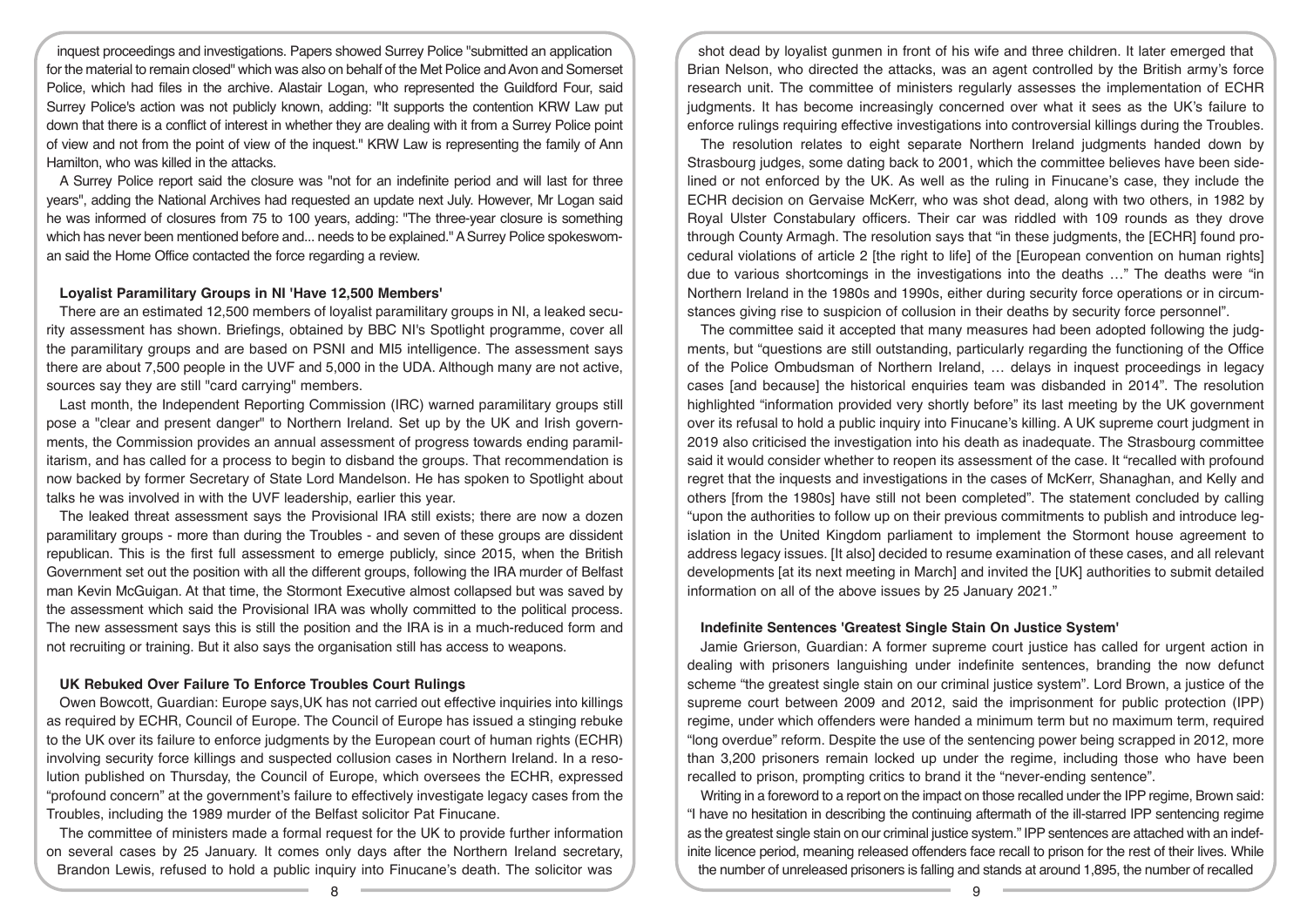inquest proceedings and investigations. Papers showed Surrey Police "submitted an application for the material to remain closed" which was also on behalf of the Met Police and Avon and Somerset Police, which had files in the archive. Alastair Logan, who represented the Guildford Four, said Surrey Police's action was not publicly known, adding: "It supports the contention KRW Law put down that there is a conflict of interest in whether they are dealing with it from a Surrey Police point of view and not from the point of view of the inquest." KRW Law is representing the family of Ann Hamilton, who was killed in the attacks.

A Surrey Police report said the closure was "not for an indefinite period and will last for three years", adding the National Archives had requested an update next July. However, Mr Logan said he was informed of closures from 75 to 100 years, adding: "The three-year closure is something which has never been mentioned before and... needs to be explained." A Surrey Police spokeswoman said the Home Office contacted the force regarding a review.

### Loyalist Paramilitary Groups in NI 'Have 12,500 Members'

There are an estimated 12,500 members of loyalist paramilitary groups in NI, a leaked security assessment has shown. Briefings, obtained by BBC NI's Spotlight programme, cover all the paramilitary groups and are based on PSNI and MI5 intelligence. The assessment says there are about 7,500 people in the UVF and 5,000 in the UDA. Although many are not active, sources say they are still "card carrying" members.

Last month, the Independent Reporting Commission (IRC) warned paramilitary groups still pose a "clear and present danger" to Northern Ireland. Set up by the UK and Irish governments, the Commission provides an annual assessment of progress towards ending paramilitarism, and has called for a process to begin to disband the groups. That recommendation is now backed by former Secretary of State Lord Mandelson. He has spoken to Spotlight about talks he was involved in with the UVF leadership, earlier this year.

The leaked threat assessment says the Provisional IRA still exists; there are now a dozen paramilitary groups - more than during the Troubles - and seven of these groups are dissident republican. This is the first full assessment to emerge publicly, since 2015, when the British Government set out the position with all the different groups, following the IRA murder of Belfast man Kevin McGuigan. At that time, the Stormont Executive almost collapsed but was saved by the assessment which said the Provisional IRA was wholly committed to the political process. The new assessment says this is still the position and the IRA is in a much-reduced form and not recruiting or training. But it also says the organisation still has access to weapons.

### UK Rebuked Over Failure To Enforce Troubles Court Rulings

Owen Bowcott, Guardian: Europe says,UK has not carried out effective inquiries into killings as required by ECHR, Council of Europe. The Council of Europe has issued a stinging rebuke to the UK over its failure to enforce judgments by the European court of human rights (ECHR) involving security force killings and suspected collusion cases in Northern Ireland. In a resolution published on Thursday, the Council of Europe, which oversees the ECHR, expressed "profound concern" at the government's failure to effectively investigate legacy cases from the Troubles, including the 1989 murder of the Belfast solicitor Pat Finucane.

The committee of ministers made a formal request for the UK to provide further information on several cases by 25 January. It comes only days after the Northern Ireland secretary, Brandon Lewis, refused to hold a public inquiry into Finucane's death. The solicitor was shot dead by loyalist gunmen in front of his wife and three children. It later emerged that Brian Nelson, who directed the attacks, was an agent controlled by the British army's force research unit. The committee of ministers regularly assesses the implementation of ECHR judgments. It has become increasingly concerned over what it sees as the UK's failure to enforce rulings requiring effective investigations into controversial killings during the Troubles.

The resolution relates to eight separate Northern Ireland judgments handed down by Strasbourg judges, some dating back to 2001, which the committee believes have been sidelined or not enforced by the UK. As well as the ruling in Finucane's case, they include the ECHR decision on Gervaise McKerr, who was shot dead, along with two others, in 1982 by Royal Ulster Constabulary officers. Their car was riddled with 109 rounds as they drove through County Armagh. The resolution says that "in these judgments, the [ECHR] found procedural violations of article 2 [the right to life] of the [European convention on human rights] due to various shortcomings in the investigations into the deaths …" The deaths were "in Northern Ireland in the 1980s and 1990s, either during security force operations or in circumstances giving rise to suspicion of collusion in their deaths by security force personnel".

The committee said it accepted that many measures had been adopted following the judgments, but "questions are still outstanding, particularly regarding the functioning of the Office of the Police Ombudsman of Northern Ireland, … delays in inquest proceedings in legacy cases [and because] the historical enquiries team was disbanded in 2014". The resolution highlighted "information provided very shortly before" its last meeting by the UK government over its refusal to hold a public inquiry into Finucane's killing. A UK supreme court judgment in 2019 also criticised the investigation into his death as inadequate. The Strasbourg committee said it would consider whether to reopen its assessment of the case. It "recalled with profound regret that the inquests and investigations in the cases of McKerr, Shanaghan, and Kelly and others [from the 1980s] have still not been completed". The statement concluded by calling "upon the authorities to follow up on their previous commitments to publish and introduce legislation in the United Kingdom parliament to implement the Stormont house agreement to address legacy issues. [It also] decided to resume examination of these cases, and all relevant developments [at its next meeting in March] and invited the [UK] authorities to submit detailed information on all of the above issues by 25 January 2021."

### Indefinite Sentences 'Greatest Single Stain On Justice System'

Jamie Grierson, Guardian: A former supreme court justice has called for urgent action in dealing with prisoners languishing under indefinite sentences, branding the now defunct scheme "the greatest single stain on our criminal justice system". Lord Brown, a justice of the supreme court between 2009 and 2012, said the imprisonment for public protection (IPP) regime, under which offenders were handed a minimum term but no maximum term, required "long overdue" reform. Despite the use of the sentencing power being scrapped in 2012, more than 3,200 prisoners remain locked up under the regime, including those who have been recalled to prison, prompting critics to brand it the "never-ending sentence".

Writing in a foreword to a report on the impact on those recalled under the IPP regime, Brown said: "I have no hesitation in describing the continuing aftermath of the ill-starred IPP sentencing regime as the greatest single stain on our criminal justice system." IPP sentences are attached with an indefinite licence period, meaning released offenders face recall to prison for the rest of their lives. While the number of unreleased prisoners is falling and stands at around 1,895, the number of recalled